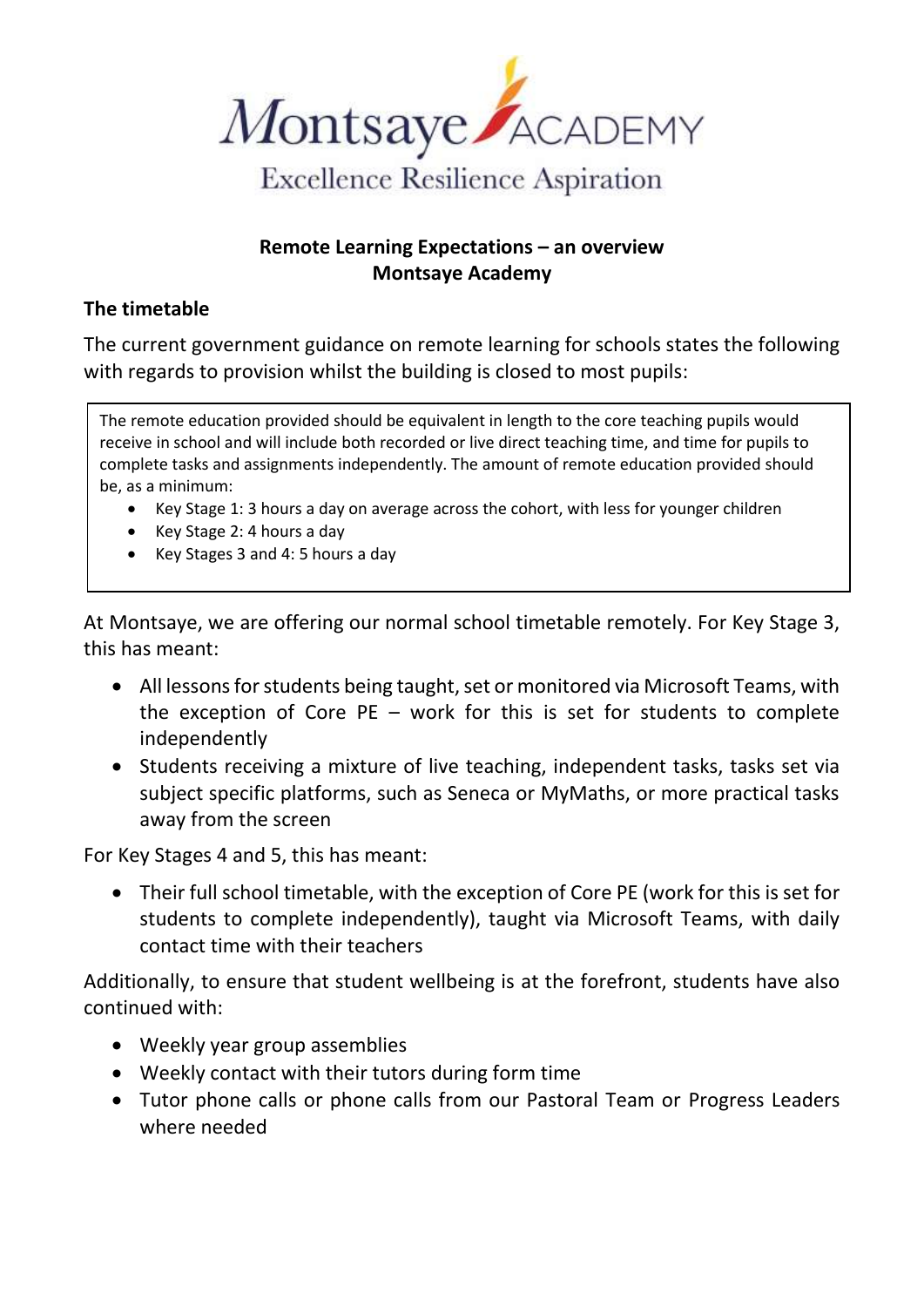Montsaye ACADEMY

Excellence Resilience Aspiration

**Remote Learning Expectations – an overview**
**Montsaye Academy**

## The timetable

The current government guidance on remote learning for schools states the following with regards to provision whilst the building is closed to most pupils:

> The remote education provided should be equivalent in length to the core teaching pupils would receive in school and will include both recorded or live direct teaching time, and time for pupils to complete tasks and assignments independently. The amount of remote education provided should be, as a minimum:
>
> - Key Stage 1: 3 hours a day on average across the cohort, with less for younger children
> - Key Stage 2: 4 hours a day
> - Key Stages 3 and 4: 5 hours a day

At Montsaye, we are offering our normal school timetable remotely. For Key Stage 3, this has meant:

- All lessons for students being taught, set or monitored via Microsoft Teams, with the exception of Core PE – work for this is set for students to complete independently
- Students receiving a mixture of live teaching, independent tasks, tasks set via subject specific platforms, such as Seneca or MyMaths, or more practical tasks away from the screen

For Key Stages 4 and 5, this has meant:

- Their full school timetable, with the exception of Core PE (work for this is set for students to complete independently), taught via Microsoft Teams, with daily contact time with their teachers

Additionally, to ensure that student wellbeing is at the forefront, students have also continued with:

- Weekly year group assemblies
- Weekly contact with their tutors during form time
- Tutor phone calls or phone calls from our Pastoral Team or Progress Leaders where needed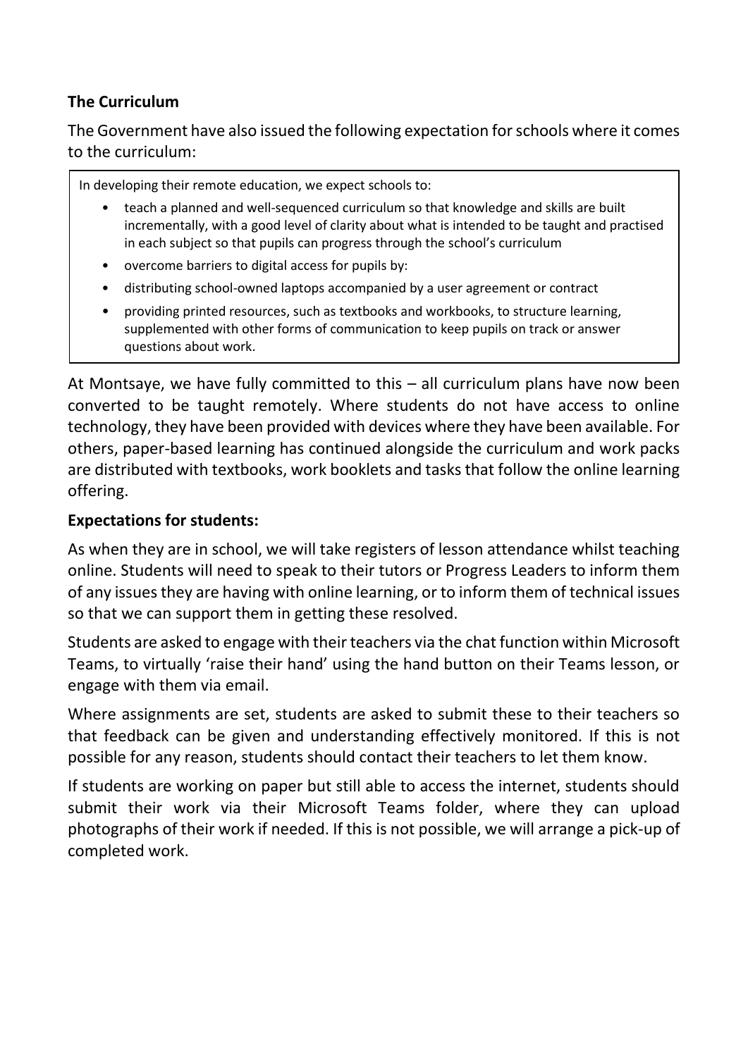## The Curriculum

The Government have also issued the following expectation for schools where it comes to the curriculum:

> In developing their remote education, we expect schools to:
>
> - teach a planned and well-sequenced curriculum so that knowledge and skills are built incrementally, with a good level of clarity about what is intended to be taught and practised in each subject so that pupils can progress through the school's curriculum
> - overcome barriers to digital access for pupils by:
> - distributing school-owned laptops accompanied by a user agreement or contract
> - providing printed resources, such as textbooks and workbooks, to structure learning, supplemented with other forms of communication to keep pupils on track or answer questions about work.

At Montsaye, we have fully committed to this – all curriculum plans have now been converted to be taught remotely. Where students do not have access to online technology, they have been provided with devices where they have been available. For others, paper-based learning has continued alongside the curriculum and work packs are distributed with textbooks, work booklets and tasks that follow the online learning offering.

## Expectations for students:

As when they are in school, we will take registers of lesson attendance whilst teaching online. Students will need to speak to their tutors or Progress Leaders to inform them of any issues they are having with online learning, or to inform them of technical issues so that we can support them in getting these resolved.

Students are asked to engage with their teachers via the chat function within Microsoft Teams, to virtually 'raise their hand' using the hand button on their Teams lesson, or engage with them via email.

Where assignments are set, students are asked to submit these to their teachers so that feedback can be given and understanding effectively monitored. If this is not possible for any reason, students should contact their teachers to let them know.

If students are working on paper but still able to access the internet, students should submit their work via their Microsoft Teams folder, where they can upload photographs of their work if needed. If this is not possible, we will arrange a pick-up of completed work.